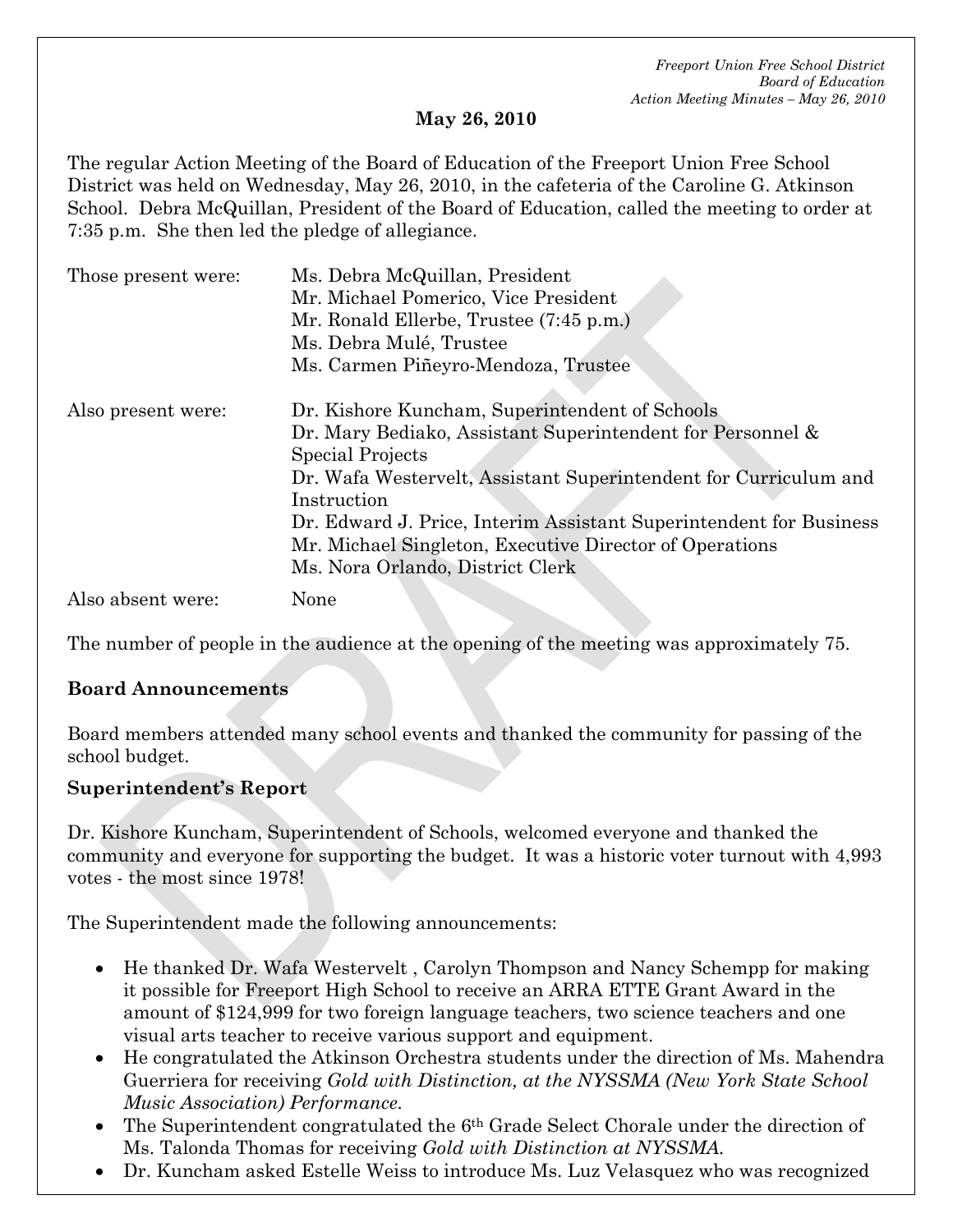**May 26, 2010**

The regular Action Meeting of the Board of Education of the Freeport Union Free School District was held on Wednesday, May 26, 2010, in the cafeteria of the Caroline G. Atkinson School. Debra McQuillan, President of the Board of Education, called the meeting to order at 7:35 p.m. She then led the pledge of allegiance.

| | |
|---|---|
| Those present were: | Ms. Debra McQuillan, President<br>Mr. Michael Pomerico, Vice President<br>Mr. Ronald Ellerbe, Trustee (7:45 p.m.)<br>Ms. Debra Mulé, Trustee<br>Ms. Carmen Piñeyro-Mendoza, Trustee |
| Also present were: | Dr. Kishore Kuncham, Superintendent of Schools<br>Dr. Mary Bediako, Assistant Superintendent for Personnel & Special Projects<br>Dr. Wafa Westervelt, Assistant Superintendent for Curriculum and Instruction<br>Dr. Edward J. Price, Interim Assistant Superintendent for Business<br>Mr. Michael Singleton, Executive Director of Operations<br>Ms. Nora Orlando, District Clerk |
| Also absent were: | None |

The number of people in the audience at the opening of the meeting was approximately 75.

**Board Announcements**

Board members attended many school events and thanked the community for passing of the school budget.

**Superintendent's Report**

Dr. Kishore Kuncham, Superintendent of Schools, welcomed everyone and thanked the community and everyone for supporting the budget. It was a historic voter turnout with 4,993 votes - the most since 1978!

The Superintendent made the following announcements:

- He thanked Dr. Wafa Westervelt , Carolyn Thompson and Nancy Schempp for making it possible for Freeport High School to receive an ARRA ETTE Grant Award in the amount of $124,999 for two foreign language teachers, two science teachers and one visual arts teacher to receive various support and equipment.
- He congratulated the Atkinson Orchestra students under the direction of Ms. Mahendra Guerriera for receiving *Gold with Distinction, at the NYSSMA (New York State School Music Association) Performance.*
- The Superintendent congratulated the 6th Grade Select Chorale under the direction of Ms. Talonda Thomas for receiving *Gold with Distinction at NYSSMA.*
- Dr. Kuncham asked Estelle Weiss to introduce Ms. Luz Velasquez who was recognized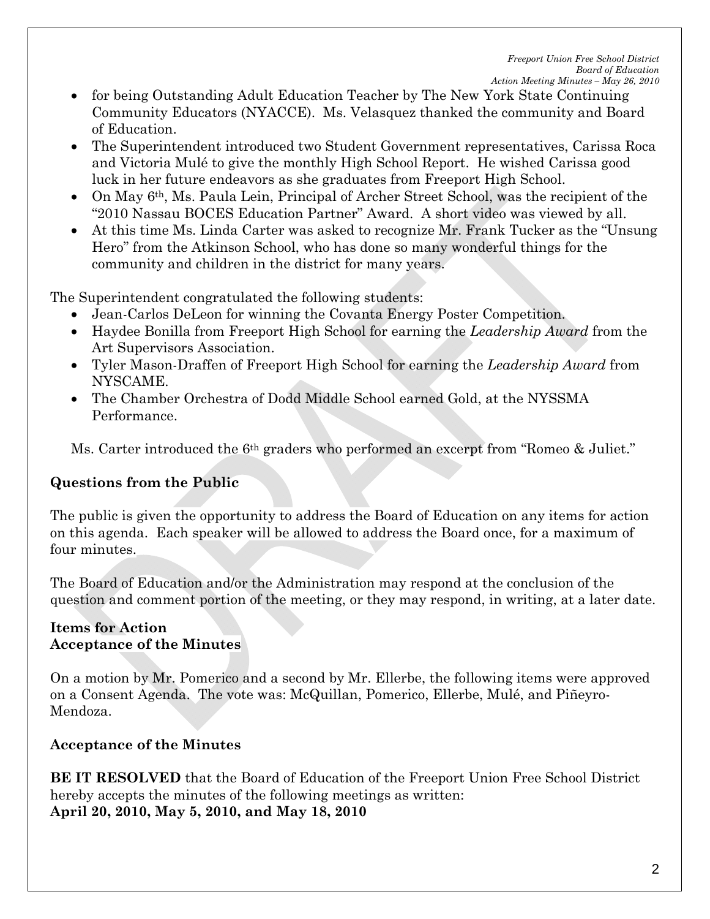- for being Outstanding Adult Education Teacher by The New York State Continuing Community Educators (NYACCE). Ms. Velasquez thanked the community and Board of Education.
- The Superintendent introduced two Student Government representatives, Carissa Roca and Victoria Mulé to give the monthly High School Report. He wished Carissa good luck in her future endeavors as she graduates from Freeport High School.
- On May 6th, Ms. Paula Lein, Principal of Archer Street School, was the recipient of the "2010 Nassau BOCES Education Partner" Award. A short video was viewed by all.
- At this time Ms. Linda Carter was asked to recognize Mr. Frank Tucker as the "Unsung Hero" from the Atkinson School, who has done so many wonderful things for the community and children in the district for many years.

The Superintendent congratulated the following students:

- Jean-Carlos DeLeon for winning the Covanta Energy Poster Competition.
- Haydee Bonilla from Freeport High School for earning the *Leadership Award* from the Art Supervisors Association.
- Tyler Mason-Draffen of Freeport High School for earning the *Leadership Award* from NYSCAME.
- The Chamber Orchestra of Dodd Middle School earned Gold, at the NYSSMA Performance.

Ms. Carter introduced the 6th graders who performed an excerpt from "Romeo & Juliet."

**Questions from the Public**

The public is given the opportunity to address the Board of Education on any items for action on this agenda. Each speaker will be allowed to address the Board once, for a maximum of four minutes.

The Board of Education and/or the Administration may respond at the conclusion of the question and comment portion of the meeting, or they may respond, in writing, at a later date.

**Items for Action**
**Acceptance of the Minutes**

On a motion by Mr. Pomerico and a second by Mr. Ellerbe, the following items were approved on a Consent Agenda. The vote was: McQuillan, Pomerico, Ellerbe, Mulé, and Piñeyro-Mendoza.

**Acceptance of the Minutes**

**BE IT RESOLVED** that the Board of Education of the Freeport Union Free School District hereby accepts the minutes of the following meetings as written:
**April 20, 2010, May 5, 2010, and May 18, 2010**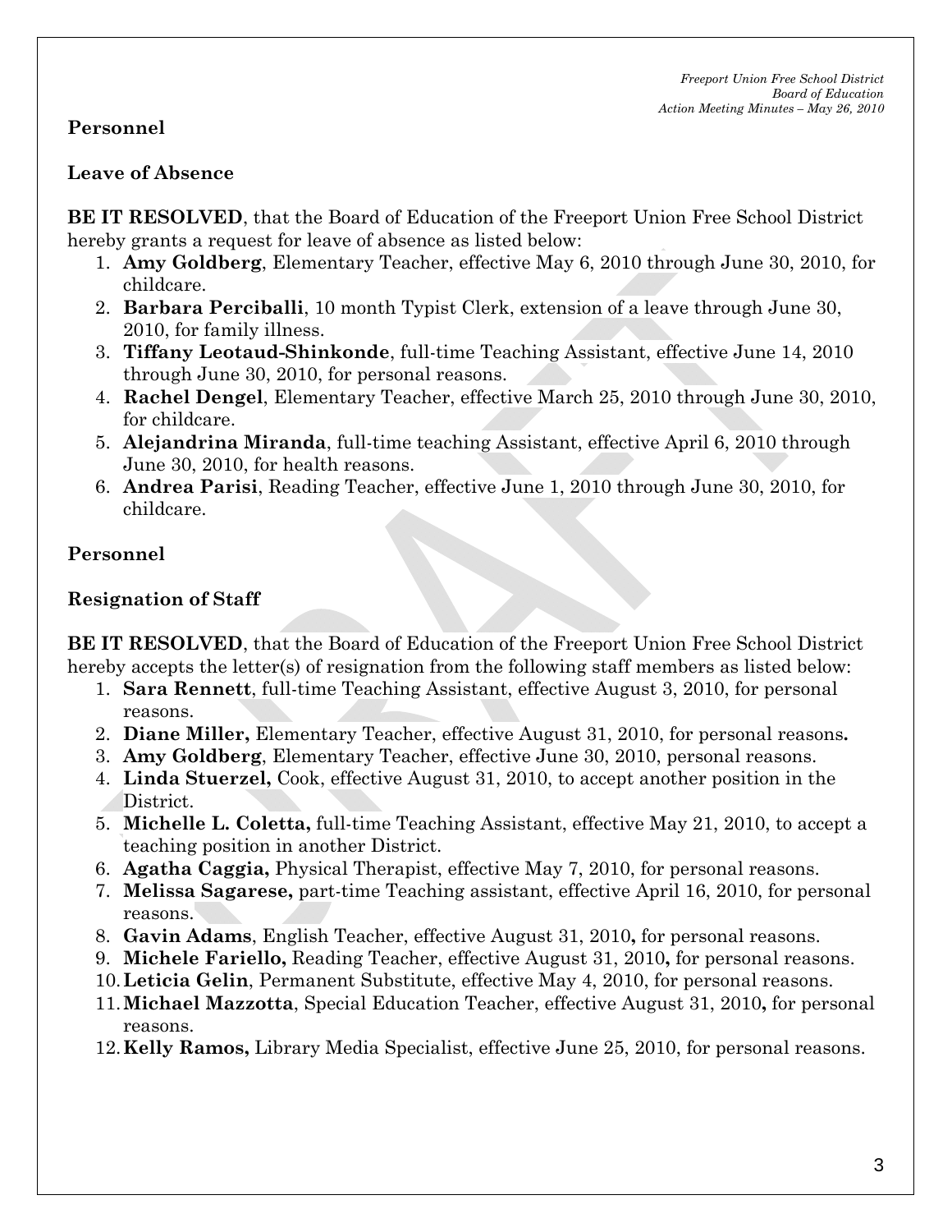## Personnel

### Leave of Absence

**BE IT RESOLVED**, that the Board of Education of the Freeport Union Free School District hereby grants a request for leave of absence as listed below:

1. **Amy Goldberg**, Elementary Teacher, effective May 6, 2010 through June 30, 2010, for childcare.
2. **Barbara Perciballi**, 10 month Typist Clerk, extension of a leave through June 30, 2010, for family illness.
3. **Tiffany Leotaud-Shinkonde**, full-time Teaching Assistant, effective June 14, 2010 through June 30, 2010, for personal reasons.
4. **Rachel Dengel**, Elementary Teacher, effective March 25, 2010 through June 30, 2010, for childcare.
5. **Alejandrina Miranda**, full-time teaching Assistant, effective April 6, 2010 through June 30, 2010, for health reasons.
6. **Andrea Parisi**, Reading Teacher, effective June 1, 2010 through June 30, 2010, for childcare.

## Personnel

### Resignation of Staff

**BE IT RESOLVED**, that the Board of Education of the Freeport Union Free School District hereby accepts the letter(s) of resignation from the following staff members as listed below:

1. **Sara Rennett**, full-time Teaching Assistant, effective August 3, 2010, for personal reasons.
2. **Diane Miller,** Elementary Teacher, effective August 31, 2010, for personal reasons**.**
3. **Amy Goldberg**, Elementary Teacher, effective June 30, 2010, personal reasons.
4. **Linda Stuerzel,** Cook, effective August 31, 2010, to accept another position in the District.
5. **Michelle L. Coletta,** full-time Teaching Assistant, effective May 21, 2010, to accept a teaching position in another District.
6. **Agatha Caggia,** Physical Therapist, effective May 7, 2010, for personal reasons.
7. **Melissa Sagarese,** part-time Teaching assistant, effective April 16, 2010, for personal reasons.
8. **Gavin Adams**, English Teacher, effective August 31, 2010**,** for personal reasons.
9. **Michele Fariello,** Reading Teacher, effective August 31, 2010**,** for personal reasons.
10. **Leticia Gelin**, Permanent Substitute, effective May 4, 2010, for personal reasons.
11. **Michael Mazzotta**, Special Education Teacher, effective August 31, 2010**,** for personal reasons.
12. **Kelly Ramos,** Library Media Specialist, effective June 25, 2010, for personal reasons.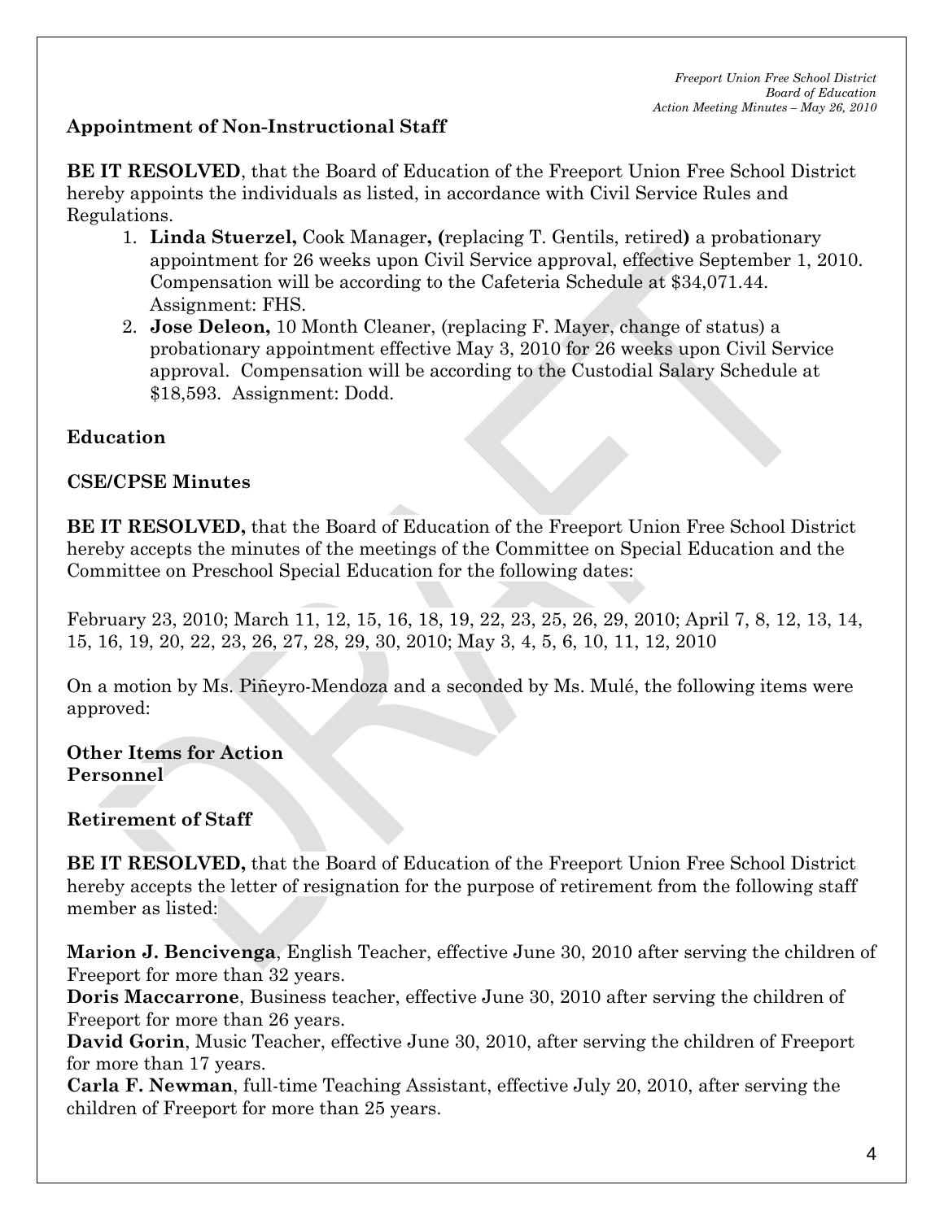**Appointment of Non-Instructional Staff**

**BE IT RESOLVED**, that the Board of Education of the Freeport Union Free School District hereby appoints the individuals as listed, in accordance with Civil Service Rules and Regulations.

1. **Linda Stuerzel,** Cook Manager**, (**replacing T. Gentils, retired**)** a probationary appointment for 26 weeks upon Civil Service approval, effective September 1, 2010. Compensation will be according to the Cafeteria Schedule at $34,071.44. Assignment: FHS.
2. **Jose Deleon,** 10 Month Cleaner, (replacing F. Mayer, change of status) a probationary appointment effective May 3, 2010 for 26 weeks upon Civil Service approval. Compensation will be according to the Custodial Salary Schedule at $18,593. Assignment: Dodd.

**Education**

**CSE/CPSE Minutes**

**BE IT RESOLVED,** that the Board of Education of the Freeport Union Free School District hereby accepts the minutes of the meetings of the Committee on Special Education and the Committee on Preschool Special Education for the following dates:

February 23, 2010; March 11, 12, 15, 16, 18, 19, 22, 23, 25, 26, 29, 2010; April 7, 8, 12, 13, 14, 15, 16, 19, 20, 22, 23, 26, 27, 28, 29, 30, 2010; May 3, 4, 5, 6, 10, 11, 12, 2010

On a motion by Ms. Piñeyro-Mendoza and a seconded by Ms. Mulé, the following items were approved:

**Other Items for Action**
**Personnel**

**Retirement of Staff**

**BE IT RESOLVED,** that the Board of Education of the Freeport Union Free School District hereby accepts the letter of resignation for the purpose of retirement from the following staff member as listed:

**Marion J. Bencivenga**, English Teacher, effective June 30, 2010 after serving the children of Freeport for more than 32 years.
**Doris Maccarrone**, Business teacher, effective June 30, 2010 after serving the children of Freeport for more than 26 years.
**David Gorin**, Music Teacher, effective June 30, 2010, after serving the children of Freeport for more than 17 years.
**Carla F. Newman**, full-time Teaching Assistant, effective July 20, 2010, after serving the children of Freeport for more than 25 years.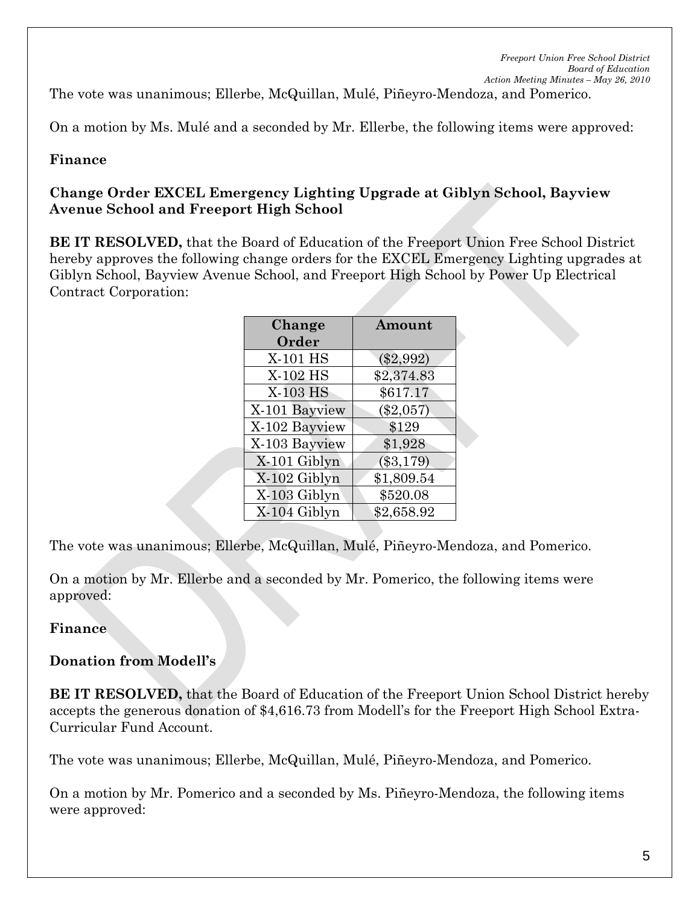The vote was unanimous; Ellerbe, McQuillan, Mulé, Piñeyro-Mendoza, and Pomerico.

On a motion by Ms. Mulé and a seconded by Mr. Ellerbe, the following items were approved:

**Finance**

**Change Order EXCEL Emergency Lighting Upgrade at Giblyn School, Bayview Avenue School and Freeport High School**

**BE IT RESOLVED,** that the Board of Education of the Freeport Union Free School District hereby approves the following change orders for the EXCEL Emergency Lighting upgrades at Giblyn School, Bayview Avenue School, and Freeport High School by Power Up Electrical Contract Corporation:

| Change Order | Amount |
|---|---|
| X-101 HS | ($2,992) |
| X-102 HS | $2,374.83 |
| X-103 HS | $617.17 |
| X-101 Bayview | ($2,057) |
| X-102 Bayview | $129 |
| X-103 Bayview | $1,928 |
| X-101 Giblyn | ($3,179) |
| X-102 Giblyn | $1,809.54 |
| X-103 Giblyn | $520.08 |
| X-104 Giblyn | $2,658.92 |

The vote was unanimous; Ellerbe, McQuillan, Mulé, Piñeyro-Mendoza, and Pomerico.

On a motion by Mr. Ellerbe and a seconded by Mr. Pomerico, the following items were approved:

**Finance**

**Donation from Modell's**

**BE IT RESOLVED,** that the Board of Education of the Freeport Union School District hereby accepts the generous donation of $4,616.73 from Modell's for the Freeport High School Extra-Curricular Fund Account.

The vote was unanimous; Ellerbe, McQuillan, Mulé, Piñeyro-Mendoza, and Pomerico.

On a motion by Mr. Pomerico and a seconded by Ms. Piñeyro-Mendoza, the following items were approved: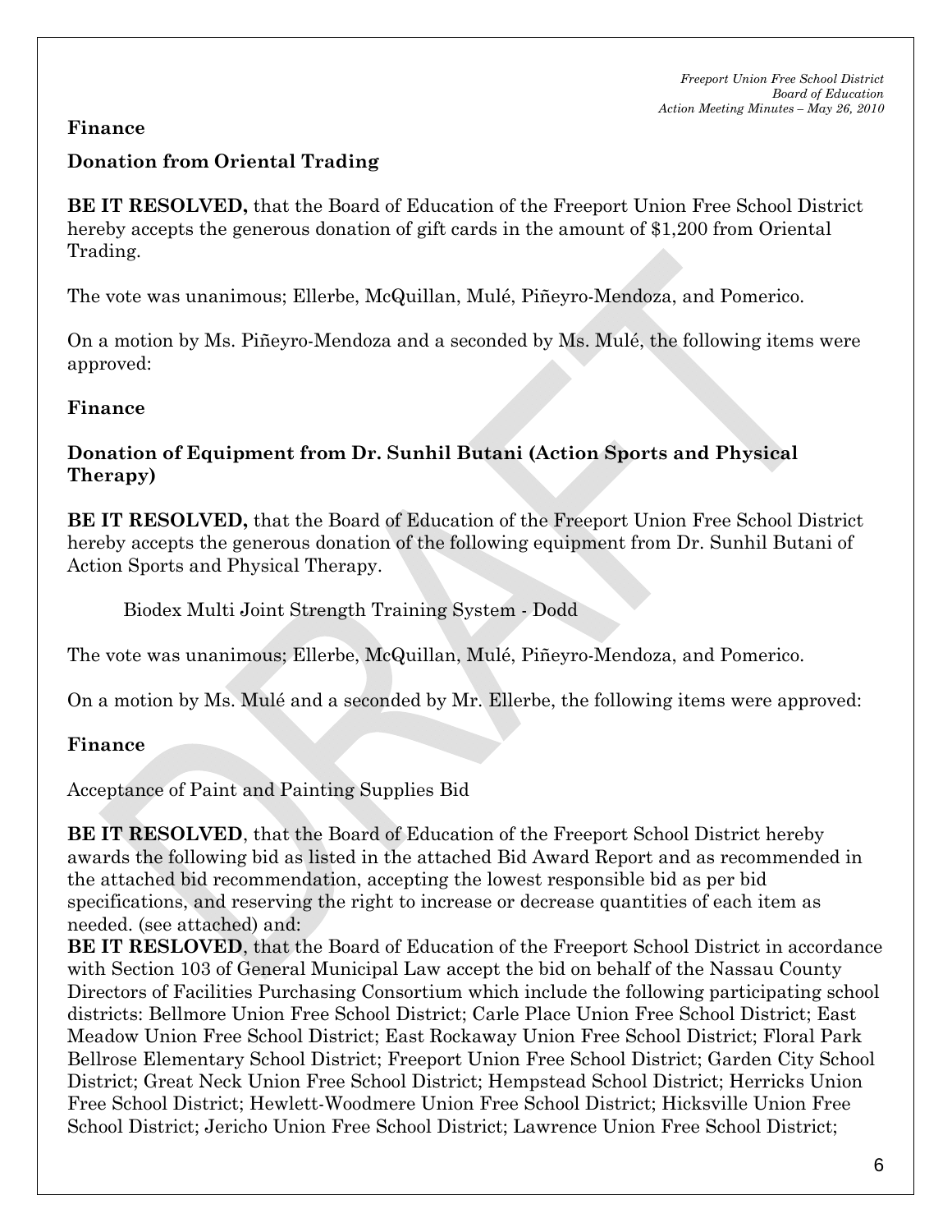**Finance**

**Donation from Oriental Trading**

**BE IT RESOLVED,** that the Board of Education of the Freeport Union Free School District hereby accepts the generous donation of gift cards in the amount of $1,200 from Oriental Trading.

The vote was unanimous; Ellerbe, McQuillan, Mulé, Piñeyro-Mendoza, and Pomerico.

On a motion by Ms. Piñeyro-Mendoza and a seconded by Ms. Mulé, the following items were approved:

**Finance**

**Donation of Equipment from Dr. Sunhil Butani (Action Sports and Physical Therapy)**

**BE IT RESOLVED,** that the Board of Education of the Freeport Union Free School District hereby accepts the generous donation of the following equipment from Dr. Sunhil Butani of Action Sports and Physical Therapy.

Biodex Multi Joint Strength Training System - Dodd

The vote was unanimous; Ellerbe, McQuillan, Mulé, Piñeyro-Mendoza, and Pomerico.

On a motion by Ms. Mulé and a seconded by Mr. Ellerbe, the following items were approved:

**Finance**

Acceptance of Paint and Painting Supplies Bid

**BE IT RESOLVED**, that the Board of Education of the Freeport School District hereby awards the following bid as listed in the attached Bid Award Report and as recommended in the attached bid recommendation, accepting the lowest responsible bid as per bid specifications, and reserving the right to increase or decrease quantities of each item as needed. (see attached) and:

**BE IT RESLOVED**, that the Board of Education of the Freeport School District in accordance with Section 103 of General Municipal Law accept the bid on behalf of the Nassau County Directors of Facilities Purchasing Consortium which include the following participating school districts: Bellmore Union Free School District; Carle Place Union Free School District; East Meadow Union Free School District; East Rockaway Union Free School District; Floral Park Bellrose Elementary School District; Freeport Union Free School District; Garden City School District; Great Neck Union Free School District; Hempstead School District; Herricks Union Free School District; Hewlett-Woodmere Union Free School District; Hicksville Union Free School District; Jericho Union Free School District; Lawrence Union Free School District;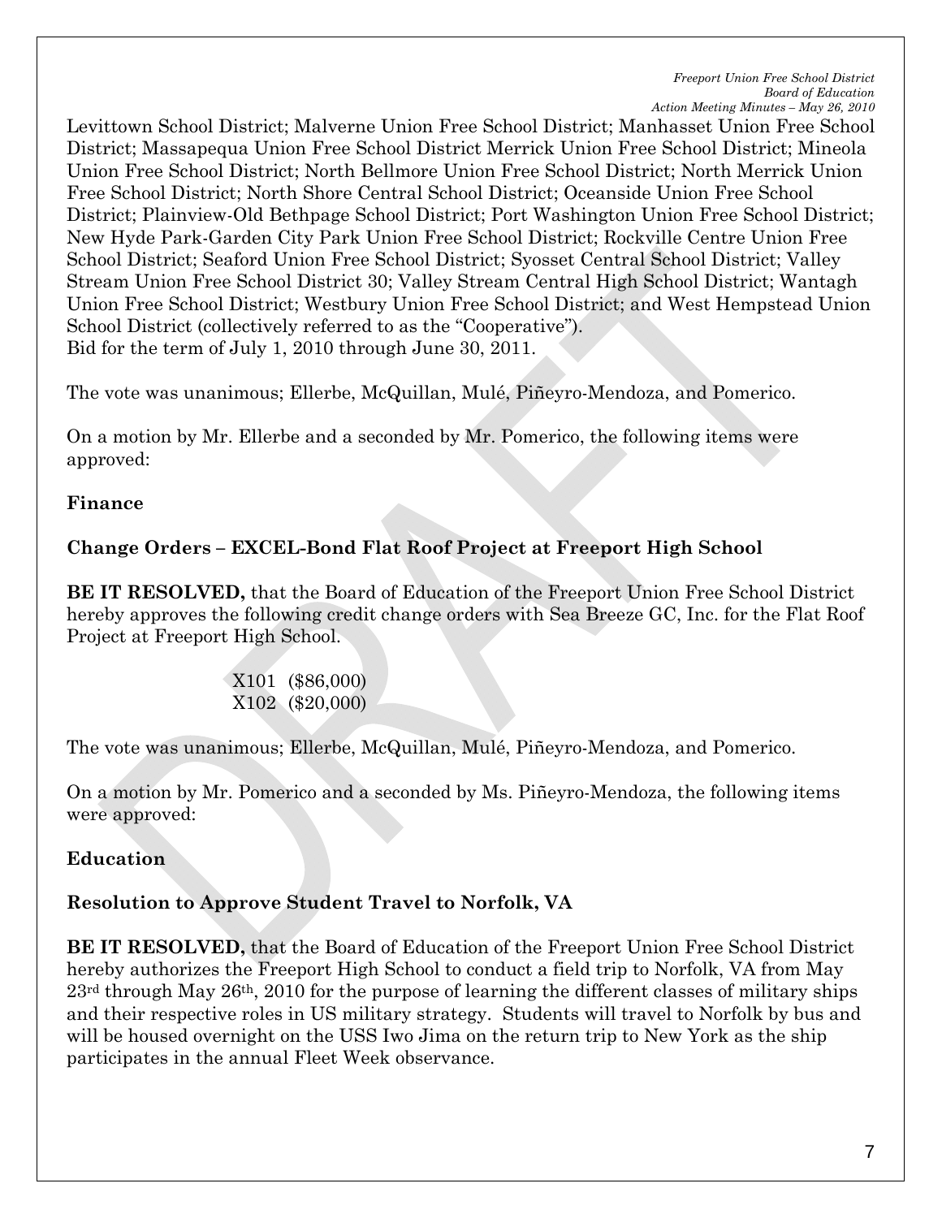Levittown School District; Malverne Union Free School District; Manhasset Union Free School District; Massapequa Union Free School District Merrick Union Free School District; Mineola Union Free School District; North Bellmore Union Free School District; North Merrick Union Free School District; North Shore Central School District; Oceanside Union Free School District; Plainview-Old Bethpage School District; Port Washington Union Free School District; New Hyde Park-Garden City Park Union Free School District; Rockville Centre Union Free School District; Seaford Union Free School District; Syosset Central School District; Valley Stream Union Free School District 30; Valley Stream Central High School District; Wantagh Union Free School District; Westbury Union Free School District; and West Hempstead Union School District (collectively referred to as the "Cooperative").
Bid for the term of July 1, 2010 through June 30, 2011.

The vote was unanimous; Ellerbe, McQuillan, Mulé, Piñeyro-Mendoza, and Pomerico.

On a motion by Mr. Ellerbe and a seconded by Mr. Pomerico, the following items were approved:

**Finance**

**Change Orders – EXCEL-Bond Flat Roof Project at Freeport High School**

**BE IT RESOLVED,** that the Board of Education of the Freeport Union Free School District hereby approves the following credit change orders with Sea Breeze GC, Inc. for the Flat Roof Project at Freeport High School.

X101 ($86,000)
X102 ($20,000)

The vote was unanimous; Ellerbe, McQuillan, Mulé, Piñeyro-Mendoza, and Pomerico.

On a motion by Mr. Pomerico and a seconded by Ms. Piñeyro-Mendoza, the following items were approved:

**Education**

**Resolution to Approve Student Travel to Norfolk, VA**

**BE IT RESOLVED,** that the Board of Education of the Freeport Union Free School District hereby authorizes the Freeport High School to conduct a field trip to Norfolk, VA from May 23rd through May 26th, 2010 for the purpose of learning the different classes of military ships and their respective roles in US military strategy. Students will travel to Norfolk by bus and will be housed overnight on the USS Iwo Jima on the return trip to New York as the ship participates in the annual Fleet Week observance.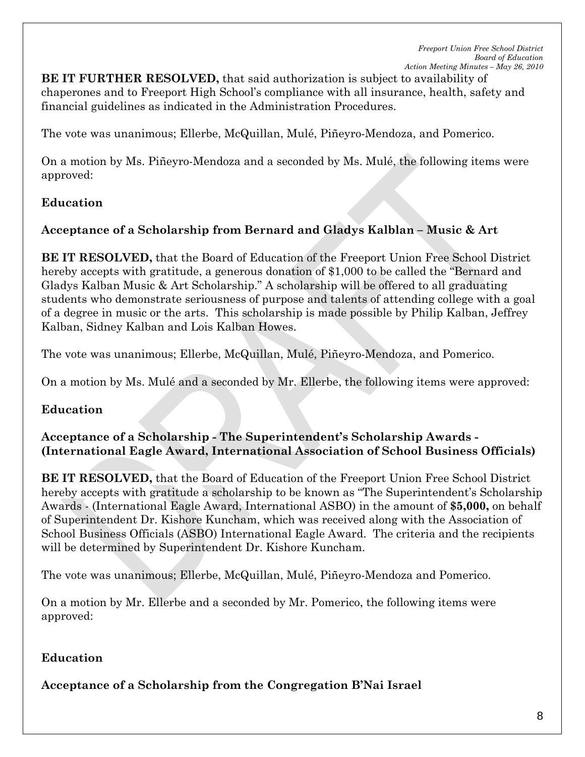**BE IT FURTHER RESOLVED,** that said authorization is subject to availability of chaperones and to Freeport High School's compliance with all insurance, health, safety and financial guidelines as indicated in the Administration Procedures.

The vote was unanimous; Ellerbe, McQuillan, Mulé, Piñeyro-Mendoza, and Pomerico.

On a motion by Ms. Piñeyro-Mendoza and a seconded by Ms. Mulé, the following items were approved:

**Education**

**Acceptance of a Scholarship from Bernard and Gladys Kalblan – Music & Art**

**BE IT RESOLVED,** that the Board of Education of the Freeport Union Free School District hereby accepts with gratitude, a generous donation of $1,000 to be called the "Bernard and Gladys Kalban Music & Art Scholarship." A scholarship will be offered to all graduating students who demonstrate seriousness of purpose and talents of attending college with a goal of a degree in music or the arts. This scholarship is made possible by Philip Kalban, Jeffrey Kalban, Sidney Kalban and Lois Kalban Howes.

The vote was unanimous; Ellerbe, McQuillan, Mulé, Piñeyro-Mendoza, and Pomerico.

On a motion by Ms. Mulé and a seconded by Mr. Ellerbe, the following items were approved:

**Education**

**Acceptance of a Scholarship - The Superintendent's Scholarship Awards - (International Eagle Award, International Association of School Business Officials)**

**BE IT RESOLVED,** that the Board of Education of the Freeport Union Free School District hereby accepts with gratitude a scholarship to be known as "The Superintendent's Scholarship Awards - (International Eagle Award, International ASBO) in the amount of **$5,000,** on behalf of Superintendent Dr. Kishore Kuncham, which was received along with the Association of School Business Officials (ASBO) International Eagle Award. The criteria and the recipients will be determined by Superintendent Dr. Kishore Kuncham.

The vote was unanimous; Ellerbe, McQuillan, Mulé, Piñeyro-Mendoza and Pomerico.

On a motion by Mr. Ellerbe and a seconded by Mr. Pomerico, the following items were approved:

**Education**

**Acceptance of a Scholarship from the Congregation B'Nai Israel**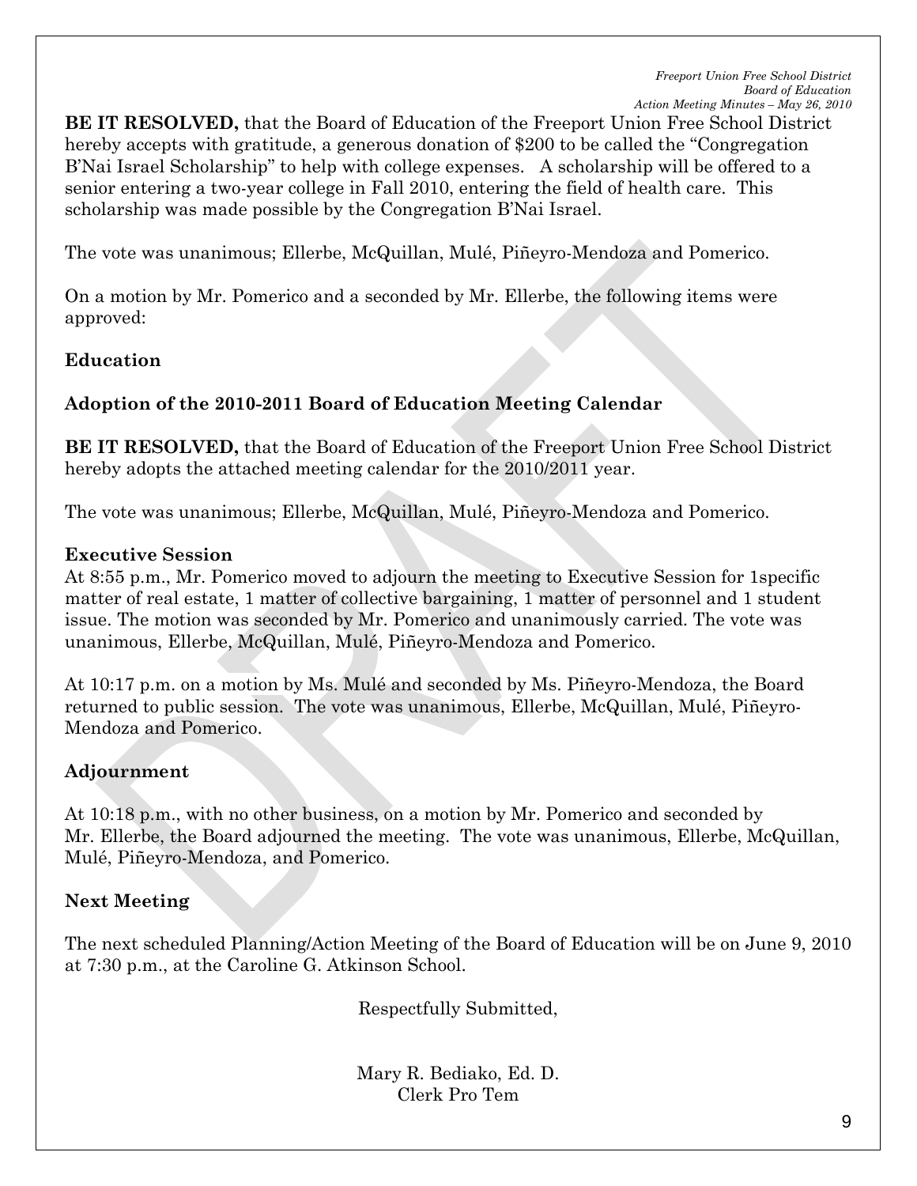**BE IT RESOLVED,** that the Board of Education of the Freeport Union Free School District hereby accepts with gratitude, a generous donation of $200 to be called the "Congregation B'Nai Israel Scholarship" to help with college expenses. A scholarship will be offered to a senior entering a two-year college in Fall 2010, entering the field of health care. This scholarship was made possible by the Congregation B'Nai Israel.

The vote was unanimous; Ellerbe, McQuillan, Mulé, Piñeyro-Mendoza and Pomerico.

On a motion by Mr. Pomerico and a seconded by Mr. Ellerbe, the following items were approved:

**Education**

**Adoption of the 2010-2011 Board of Education Meeting Calendar**

**BE IT RESOLVED,** that the Board of Education of the Freeport Union Free School District hereby adopts the attached meeting calendar for the 2010/2011 year.

The vote was unanimous; Ellerbe, McQuillan, Mulé, Piñeyro-Mendoza and Pomerico.

**Executive Session**

At 8:55 p.m., Mr. Pomerico moved to adjourn the meeting to Executive Session for 1specific matter of real estate, 1 matter of collective bargaining, 1 matter of personnel and 1 student issue. The motion was seconded by Mr. Pomerico and unanimously carried. The vote was unanimous, Ellerbe, McQuillan, Mulé, Piñeyro-Mendoza and Pomerico.

At 10:17 p.m. on a motion by Ms. Mulé and seconded by Ms. Piñeyro-Mendoza, the Board returned to public session. The vote was unanimous, Ellerbe, McQuillan, Mulé, Piñeyro-Mendoza and Pomerico.

**Adjournment**

At 10:18 p.m., with no other business, on a motion by Mr. Pomerico and seconded by Mr. Ellerbe, the Board adjourned the meeting. The vote was unanimous, Ellerbe, McQuillan, Mulé, Piñeyro-Mendoza, and Pomerico.

**Next Meeting**

The next scheduled Planning/Action Meeting of the Board of Education will be on June 9, 2010 at 7:30 p.m., at the Caroline G. Atkinson School.

Respectfully Submitted,

Mary R. Bediako, Ed. D.
Clerk Pro Tem